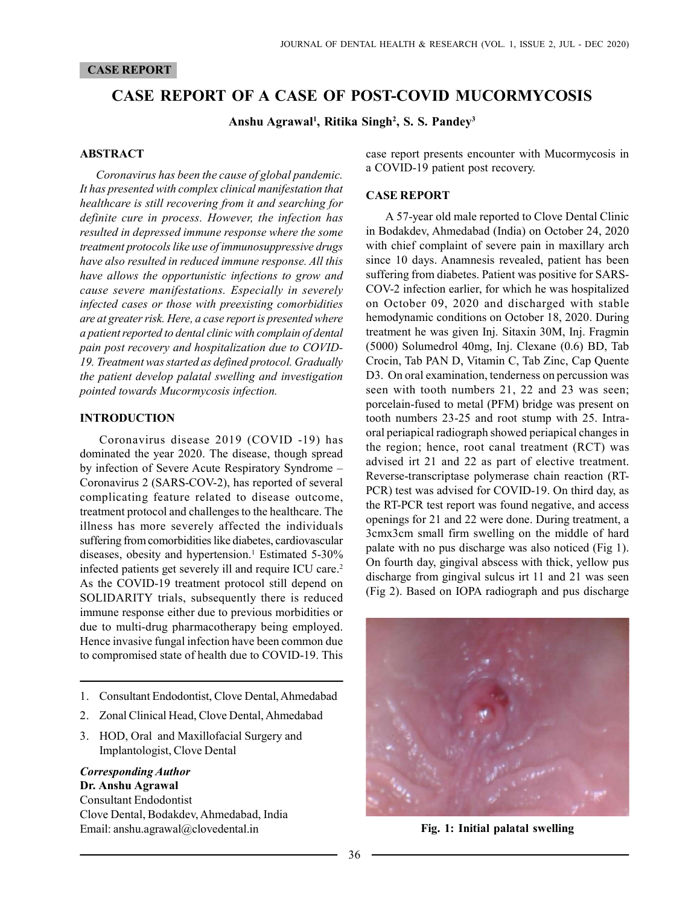CASE REPORT

# CASE REPORT OF A CASE OF POST-COVID MUCORMYCOSIS

**Anshu Agrawal[1], Ritika Singh[2], S. S. Pandey[3]**

## ABSTRACT

*Coronavirus has been the cause of global pandemic. It has presented with complex clinical manifestation that healthcare is still recovering from it and searching for definite cure in process. However, the infection has resulted in depressed immune response where the some treatment protocols like use of immunosuppressive drugs have also resulted in reduced immune response. All this have allows the opportunistic infections to grow and cause severe manifestations. Especially in severely infected cases or those with preexisting comorbidities are at greater risk. Here, a case report is presented where a patient reported to dental clinic with complain of dental pain post recovery and hospitalization due to COVID-19. Treatment was started as defined protocol. Gradually the patient develop palatal swelling and investigation pointed towards Mucormycosis infection.*

## INTRODUCTION

Coronavirus disease 2019 (COVID -19) has dominated the year 2020. The disease, though spread by infection of Severe Acute Respiratory Syndrome – Coronavirus 2 (SARS-COV-2), has reported of several complicating feature related to disease outcome, treatment protocol and challenges to the healthcare. The illness has more severely affected the individuals suffering from comorbidities like diabetes, cardiovascular diseases, obesity and hypertension.[1] Estimated 5-30% infected patients get severely ill and require ICU care.[2] As the COVID-19 treatment protocol still depend on SOLIDARITY trials, subsequently there is reduced immune response either due to previous morbidities or due to multi-drug pharmacotherapy being employed. Hence invasive fungal infection have been common due to compromised state of health due to COVID-19. This case report presents encounter with Mucormycosis in a COVID-19 patient post recovery.

1. Consultant Endodontist, Clove Dental, Ahmedabad
2. Zonal Clinical Head, Clove Dental, Ahmedabad
3. HOD, Oral and Maxillofacial Surgery and Implantologist, Clove Dental

***Corresponding Author***
**Dr. Anshu Agrawal**
Consultant Endodontist
Clove Dental, Bodakdev, Ahmedabad, India
Email: anshu.agrawal@clovedental.in

## CASE REPORT

A 57-year old male reported to Clove Dental Clinic in Bodakdev, Ahmedabad (India) on October 24, 2020 with chief complaint of severe pain in maxillary arch since 10 days. Anamnesis revealed, patient has been suffering from diabetes. Patient was positive for SARS-COV-2 infection earlier, for which he was hospitalized on October 09, 2020 and discharged with stable hemodynamic conditions on October 18, 2020. During treatment he was given Inj. Sitaxin 30M, Inj. Fragmin (5000) Solumedrol 40mg, Inj. Clexane (0.6) BD, Tab Crocin, Tab PAN D, Vitamin C, Tab Zinc, Cap Quente D3. On oral examination, tenderness on percussion was seen with tooth numbers 21, 22 and 23 was seen; porcelain-fused to metal (PFM) bridge was present on tooth numbers 23-25 and root stump with 25. Intra-oral periapical radiograph showed periapical changes in the region; hence, root canal treatment (RCT) was advised irt 21 and 22 as part of elective treatment. Reverse-transcriptase polymerase chain reaction (RT-PCR) test was advised for COVID-19. On third day, as the RT-PCR test report was found negative, and access openings for 21 and 22 were done. During treatment, a 3cmx3cm small firm swelling on the middle of hard palate with no pus discharge was also noticed (Fig 1). On fourth day, gingival abscess with thick, yellow pus discharge from gingival sulcus irt 11 and 21 was seen (Fig 2). Based on IOPA radiograph and pus discharge

**Fig. 1: Initial palatal swelling**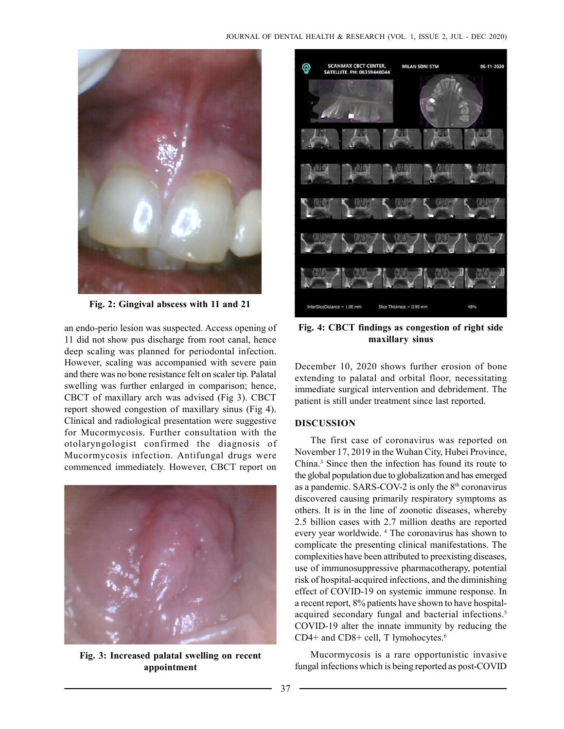Fig. 2: Gingival abscess with 11 and 21

an endo-perio lesion was suspected. Access opening of 11 did not show pus discharge from root canal, hence deep scaling was planned for periodontal infection. However, scaling was accompanied with severe pain and there was no bone resistance felt on scaler tip. Palatal swelling was further enlarged in comparison; hence, CBCT of maxillary arch was advised (Fig 3). CBCT report showed congestion of maxillary sinus (Fig 4). Clinical and radiological presentation were suggestive for Mucormycosis. Further consultation with the otolaryngologist confirmed the diagnosis of Mucormycosis infection. Antifungal drugs were commenced immediately. However, CBCT report on December 10, 2020 shows further erosion of bone extending to palatal and orbital floor, necessitating immediate surgical intervention and debridement. The patient is still under treatment since last reported.

Fig. 3: Increased palatal swelling on recent appointment

Fig. 4: CBCT findings as congestion of right side maxillary sinus

## DISCUSSION

The first case of coronavirus was reported on November 17, 2019 in the Wuhan City, Hubei Province, China.[3] Since then the infection has found its route to the global population due to globalization and has emerged as a pandemic. SARS-COV-2 is only the 8[th] coronavirus discovered causing primarily respiratory symptoms as others. It is in the line of zoonotic diseases, whereby 2.5 billion cases with 2.7 million deaths are reported every year worldwide. [4] The coronavirus has shown to complicate the presenting clinical manifestations. The complexities have been attributed to preexisting diseases, use of immunosuppressive pharmacotherapy, potential risk of hospital-acquired infections, and the diminishing effect of COVID-19 on systemic immune response. In a recent report, 8% patients have shown to have hospital-acquired secondary fungal and bacterial infections.[5] COVID-19 alter the innate immunity by reducing the CD4+ and CD8+ cell, T lymohocytes.[6]

Mucormycosis is a rare opportunistic invasive fungal infections which is being reported as post-COVID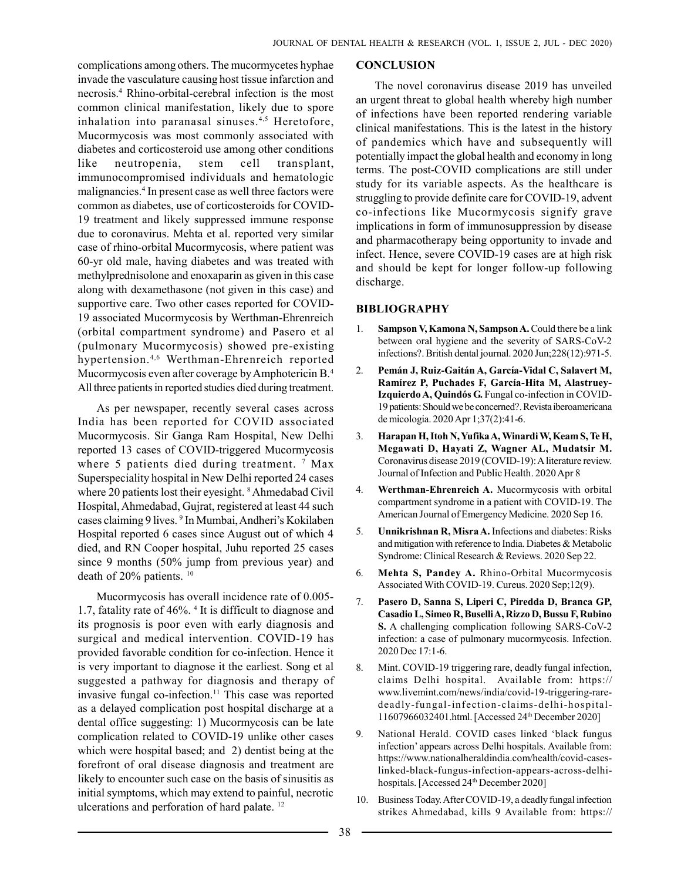complications among others. The mucormycetes hyphae invade the vasculature causing host tissue infarction and necrosis.[4] Rhino-orbital-cerebral infection is the most common clinical manifestation, likely due to spore inhalation into paranasal sinuses.[4,5] Heretofore, Mucormycosis was most commonly associated with diabetes and corticosteroid use among other conditions like neutropenia, stem cell transplant, immunocompromised individuals and hematologic malignancies.[4] In present case as well three factors were common as diabetes, use of corticosteroids for COVID-19 treatment and likely suppressed immune response due to coronavirus. Mehta et al. reported very similar case of rhino-orbital Mucormycosis, where patient was 60-yr old male, having diabetes and was treated with methylprednisolone and enoxaparin as given in this case along with dexamethasone (not given in this case) and supportive care. Two other cases reported for COVID-19 associated Mucormycosis by Werthman-Ehrenreich (orbital compartment syndrome) and Pasero et al (pulmonary Mucormycosis) showed pre-existing hypertension.[4,6] Werthman-Ehrenreich reported Mucormycosis even after coverage by Amphotericin B.[4] All three patients in reported studies died during treatment.

As per newspaper, recently several cases across India has been reported for COVID associated Mucormycosis. Sir Ganga Ram Hospital, New Delhi reported 13 cases of COVID-triggered Mucormycosis where 5 patients died during treatment. [7] Max Superspeciality hospital in New Delhi reported 24 cases where 20 patients lost their eyesight. [8] Ahmedabad Civil Hospital, Ahmedabad, Gujrat, registered at least 44 such cases claiming 9 lives. [9] In Mumbai, Andheri's Kokilaben Hospital reported 6 cases since August out of which 4 died, and RN Cooper hospital, Juhu reported 25 cases since 9 months (50% jump from previous year) and death of 20% patients. [10]

Mucormycosis has overall incidence rate of 0.005-1.7, fatality rate of 46%. [4] It is difficult to diagnose and its prognosis is poor even with early diagnosis and surgical and medical intervention. COVID-19 has provided favorable condition for co-infection. Hence it is very important to diagnose it the earliest. Song et al suggested a pathway for diagnosis and therapy of invasive fungal co-infection.[11] This case was reported as a delayed complication post hospital discharge at a dental office suggesting: 1) Mucormycosis can be late complication related to COVID-19 unlike other cases which were hospital based; and 2) dentist being at the forefront of oral disease diagnosis and treatment are likely to encounter such case on the basis of sinusitis as initial symptoms, which may extend to painful, necrotic ulcerations and perforation of hard palate. [12]

## CONCLUSION

The novel coronavirus disease 2019 has unveiled an urgent threat to global health whereby high number of infections have been reported rendering variable clinical manifestations. This is the latest in the history of pandemics which have and subsequently will potentially impact the global health and economy in long terms. The post-COVID complications are still under study for its variable aspects. As the healthcare is struggling to provide definite care for COVID-19, advent co-infections like Mucormycosis signify grave implications in form of immunosuppression by disease and pharmacotherapy being opportunity to invade and infect. Hence, severe COVID-19 cases are at high risk and should be kept for longer follow-up following discharge.

## BIBLIOGRAPHY

1. **Sampson V, Kamona N, Sampson A.** Could there be a link between oral hygiene and the severity of SARS-CoV-2 infections?. British dental journal. 2020 Jun;228(12):971-5.
2. **Pemán J, Ruiz-Gaitán A, García-Vidal C, Salavert M, Ramírez P, Puchades F, García-Hita M, Alastruey-Izquierdo A, Quindós G.** Fungal co-infection in COVID-19 patients: Should we be concerned?. Revista iberoamericana de micologia. 2020 Apr 1;37(2):41-6.
3. **Harapan H, Itoh N, Yufika A, Winardi W, Keam S, Te H, Megawati D, Hayati Z, Wagner AL, Mudatsir M.** Coronavirus disease 2019 (COVID-19): A literature review. Journal of Infection and Public Health. 2020 Apr 8
4. **Werthman-Ehrenreich A.** Mucormycosis with orbital compartment syndrome in a patient with COVID-19. The American Journal of Emergency Medicine. 2020 Sep 16.
5. **Unnikrishnan R, Misra A.** Infections and diabetes: Risks and mitigation with reference to India. Diabetes & Metabolic Syndrome: Clinical Research & Reviews. 2020 Sep 22.
6. **Mehta S, Pandey A.** Rhino-Orbital Mucormycosis Associated With COVID-19. Cureus. 2020 Sep;12(9).
7. **Pasero D, Sanna S, Liperi C, Piredda D, Branca GP, Casadio L, Simeo R, Buselli A, Rizzo D, Bussu F, Rubino S.** A challenging complication following SARS-CoV-2 infection: a case of pulmonary mucormycosis. Infection. 2020 Dec 17:1-6.
8. Mint. COVID-19 triggering rare, deadly fungal infection, claims Delhi hospital. Available from: https://www.livemint.com/news/india/covid-19-triggering-rare-deadly-fungal-infection-claims-delhi-hospital-11607966032401.html. [Accessed 24th December 2020]
9. National Herald. COVID cases linked 'black fungus infection' appears across Delhi hospitals. Available from: https://www.nationalheraldindia.com/health/covid-cases-linked-black-fungus-infection-appears-across-delhi-hospitals. [Accessed 24th December 2020]
10. Business Today. After COVID-19, a deadly fungal infection strikes Ahmedabad, kills 9 Available from: https://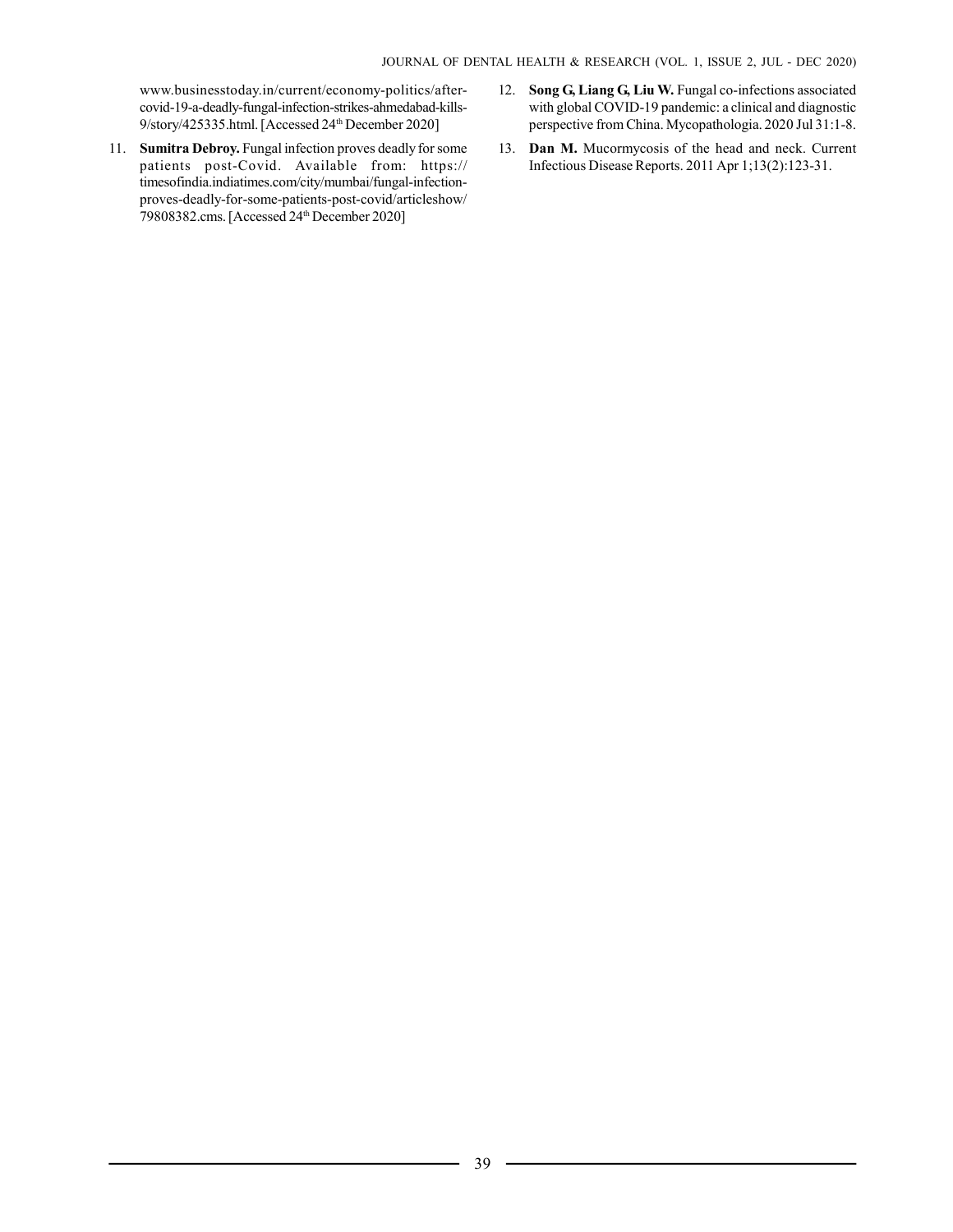www.businesstoday.in/current/economy-politics/after-covid-19-a-deadly-fungal-infection-strikes-ahmedabad-kills-9/story/425335.html. [Accessed 24th December 2020]

11. **Sumitra Debroy.** Fungal infection proves deadly for some patients post-Covid. Available from: https://timesofindia.indiatimes.com/city/mumbai/fungal-infection-proves-deadly-for-some-patients-post-covid/articleshow/79808382.cms. [Accessed 24th December 2020]

12. **Song G, Liang G, Liu W.** Fungal co-infections associated with global COVID-19 pandemic: a clinical and diagnostic perspective from China. Mycopathologia. 2020 Jul 31:1-8.

13. **Dan M.** Mucormycosis of the head and neck. Current Infectious Disease Reports. 2011 Apr 1;13(2):123-31.